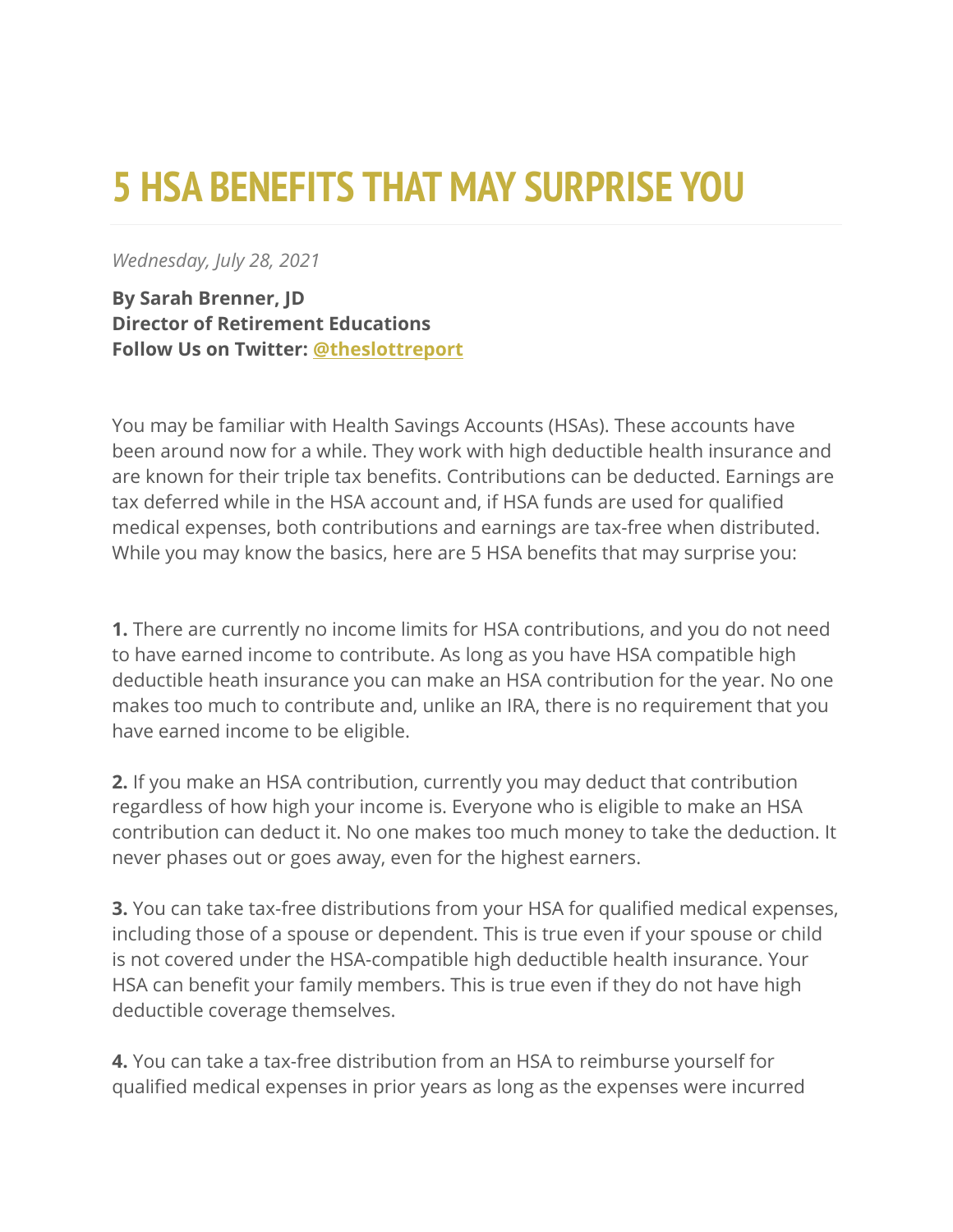# 5 HSA BENEFITS THAT MAY SURPRISE YOU

*Wednesday, July 28, 2021*

**By Sarah Brenner, JD**
**Director of Retirement Educations**
**Follow Us on Twitter: @theslottreport**

You may be familiar with Health Savings Accounts (HSAs). These accounts have been around now for a while. They work with high deductible health insurance and are known for their triple tax benefits. Contributions can be deducted. Earnings are tax deferred while in the HSA account and, if HSA funds are used for qualified medical expenses, both contributions and earnings are tax-free when distributed. While you may know the basics, here are 5 HSA benefits that may surprise you:

**1.** There are currently no income limits for HSA contributions, and you do not need to have earned income to contribute. As long as you have HSA compatible high deductible heath insurance you can make an HSA contribution for the year. No one makes too much to contribute and, unlike an IRA, there is no requirement that you have earned income to be eligible.

**2.** If you make an HSA contribution, currently you may deduct that contribution regardless of how high your income is. Everyone who is eligible to make an HSA contribution can deduct it. No one makes too much money to take the deduction. It never phases out or goes away, even for the highest earners.

**3.** You can take tax-free distributions from your HSA for qualified medical expenses, including those of a spouse or dependent. This is true even if your spouse or child is not covered under the HSA-compatible high deductible health insurance. Your HSA can benefit your family members. This is true even if they do not have high deductible coverage themselves.

**4.** You can take a tax-free distribution from an HSA to reimburse yourself for qualified medical expenses in prior years as long as the expenses were incurred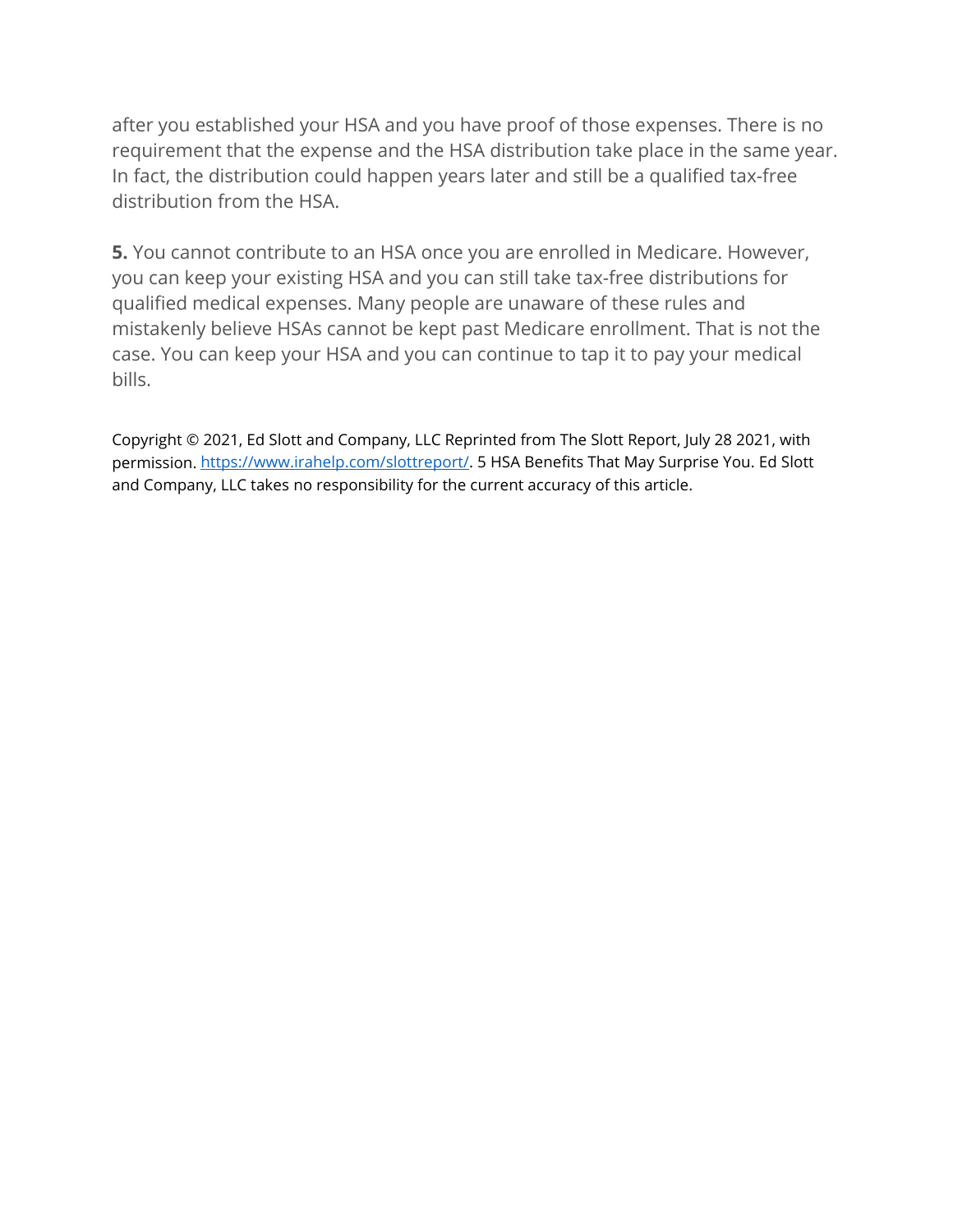after you established your HSA and you have proof of those expenses. There is no requirement that the expense and the HSA distribution take place in the same year. In fact, the distribution could happen years later and still be a qualified tax-free distribution from the HSA.

**5.** You cannot contribute to an HSA once you are enrolled in Medicare. However, you can keep your existing HSA and you can still take tax-free distributions for qualified medical expenses. Many people are unaware of these rules and mistakenly believe HSAs cannot be kept past Medicare enrollment. That is not the case. You can keep your HSA and you can continue to tap it to pay your medical bills.

Copyright © 2021, Ed Slott and Company, LLC Reprinted from The Slott Report, July 28 2021, with permission. [https://www.irahelp.com/slottreport/](https://www.irahelp.com/slottreport/). 5 HSA Benefits That May Surprise You. Ed Slott and Company, LLC takes no responsibility for the current accuracy of this article.